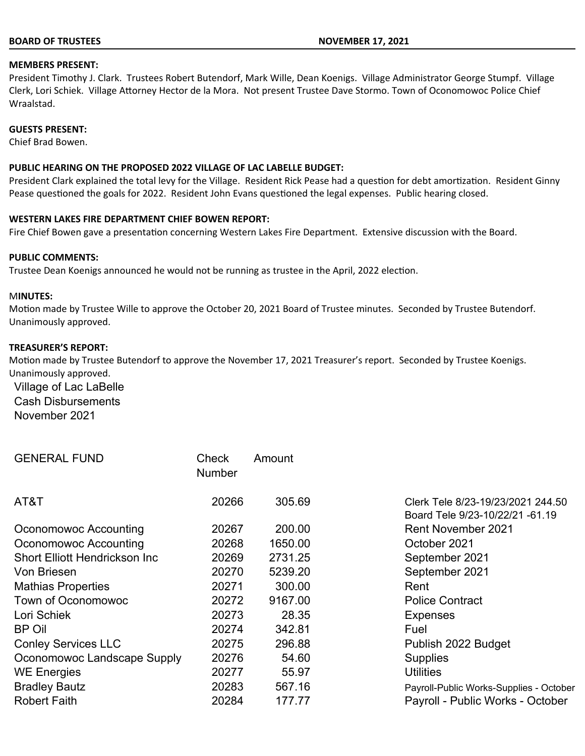**BOARD OF TRUSTEES** **NOVEMBER 17, 2021**

**MEMBERS PRESENT:**
President Timothy J. Clark. Trustees Robert Butendorf, Mark Wille, Dean Koenigs. Village Administrator George Stumpf. Village Clerk, Lori Schiek. Village Attorney Hector de la Mora. Not present Trustee Dave Stormo. Town of Oconomowoc Police Chief Wraalstad.

**GUESTS PRESENT:**
Chief Brad Bowen.

**PUBLIC HEARING ON THE PROPOSED 2022 VILLAGE OF LAC LABELLE BUDGET:**
President Clark explained the total levy for the Village. Resident Rick Pease had a question for debt amortization. Resident Ginny Pease questioned the goals for 2022. Resident John Evans questioned the legal expenses. Public hearing closed.

**WESTERN LAKES FIRE DEPARTMENT CHIEF BOWEN REPORT:**
Fire Chief Bowen gave a presentation concerning Western Lakes Fire Department. Extensive discussion with the Board.

**PUBLIC COMMENTS:**
Trustee Dean Koenigs announced he would not be running as trustee in the April, 2022 election.

M**INUTES:**
Motion made by Trustee Wille to approve the October 20, 2021 Board of Trustee minutes. Seconded by Trustee Butendorf. Unanimously approved.

**TREASURER'S REPORT:**
Motion made by Trustee Butendorf to approve the November 17, 2021 Treasurer's report. Seconded by Trustee Koenigs. Unanimously approved.

Village of Lac LaBelle
Cash Disbursements
November 2021

| GENERAL FUND | Check Number | Amount | |
|---|---|---|---|
| AT&T | 20266 | 305.69 | Clerk Tele 8/23-19/23/2021 244.50 Board Tele 9/23-10/22/21 -61.19 |
| Oconomowoc Accounting | 20267 | 200.00 | Rent November 2021 |
| Oconomowoc Accounting | 20268 | 1650.00 | October 2021 |
| Short Elliott Hendrickson Inc | 20269 | 2731.25 | September 2021 |
| Von Briesen | 20270 | 5239.20 | September 2021 |
| Mathias Properties | 20271 | 300.00 | Rent |
| Town of Oconomowoc | 20272 | 9167.00 | Police Contract |
| Lori Schiek | 20273 | 28.35 | Expenses |
| BP Oil | 20274 | 342.81 | Fuel |
| Conley Services LLC | 20275 | 296.88 | Publish 2022 Budget |
| Oconomowoc Landscape Supply | 20276 | 54.60 | Supplies |
| WE Energies | 20277 | 55.97 | Utilities |
| Bradley Bautz | 20283 | 567.16 | Payroll-Public Works-Supplies - October |
| Robert Faith | 20284 | 177.77 | Payroll - Public Works - October |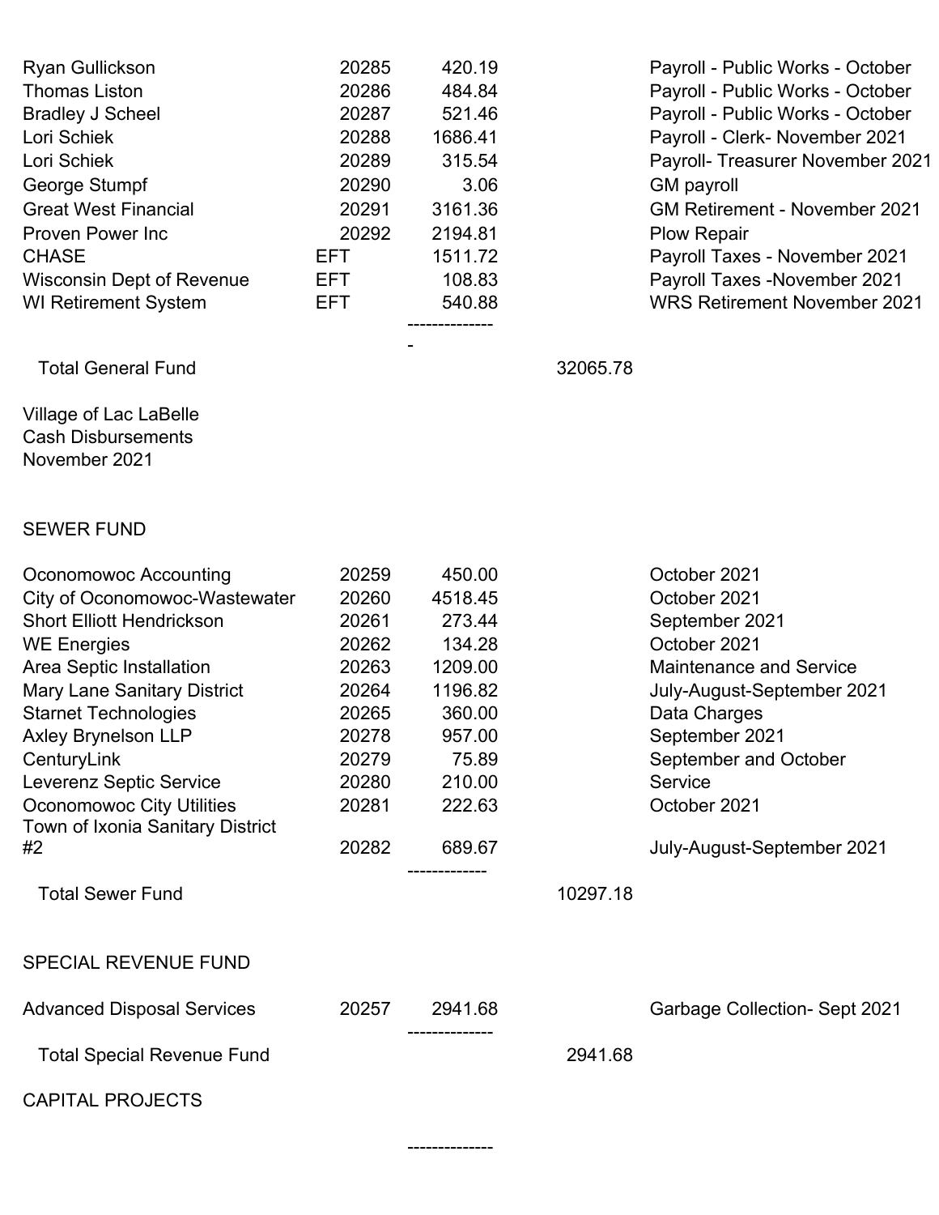| | | | | |
|---|---|---|---|---|
| Ryan Gullickson | 20285 | 420.19 | | Payroll - Public Works - October |
| Thomas Liston | 20286 | 484.84 | | Payroll - Public Works - October |
| Bradley J Scheel | 20287 | 521.46 | | Payroll - Public Works - October |
| Lori Schiek | 20288 | 1686.41 | | Payroll - Clerk- November 2021 |
| Lori Schiek | 20289 | 315.54 | | Payroll- Treasurer November 2021 |
| George Stumpf | 20290 | 3.06 | | GM payroll |
| Great West Financial | 20291 | 3161.36 | | GM Retirement - November 2021 |
| Proven Power Inc | 20292 | 2194.81 | | Plow Repair |
| CHASE | EFT | 1511.72 | | Payroll Taxes - November 2021 |
| Wisconsin Dept of Revenue | EFT | 108.83 | | Payroll Taxes -November 2021 |
| WI Retirement System | EFT | 540.88 | | WRS Retirement November 2021 |
| | | -------------- - | | |
| Total General Fund | | | 32065.78 | |

Village of Lac LaBelle
Cash Disbursements
November 2021

SEWER FUND

| | | | | |
|---|---|---|---|---|
| Oconomowoc Accounting | 20259 | 450.00 | | October 2021 |
| City of Oconomowoc-Wastewater | 20260 | 4518.45 | | October 2021 |
| Short Elliott Hendrickson | 20261 | 273.44 | | September 2021 |
| WE Energies | 20262 | 134.28 | | October 2021 |
| Area Septic Installation | 20263 | 1209.00 | | Maintenance and Service |
| Mary Lane Sanitary District | 20264 | 1196.82 | | July-August-September 2021 |
| Starnet Technologies | 20265 | 360.00 | | Data Charges |
| Axley Brynelson LLP | 20278 | 957.00 | | September 2021 |
| CenturyLink | 20279 | 75.89 | | September and October |
| Leverenz Septic Service | 20280 | 210.00 | | Service |
| Oconomowoc City Utilities | 20281 | 222.63 | | October 2021 |
| Town of Ixonia Sanitary District #2 | 20282 | 689.67 | | July-August-September 2021 |
| | | ------------- | | |
| Total Sewer Fund | | | 10297.18 | |

SPECIAL REVENUE FUND

| | | | | |
|---|---|---|---|---|
| Advanced Disposal Services | 20257 | 2941.68 | | Garbage Collection- Sept 2021 |
| | | -------------- | | |
| Total Special Revenue Fund | | | 2941.68 | |

CAPITAL PROJECTS

--------------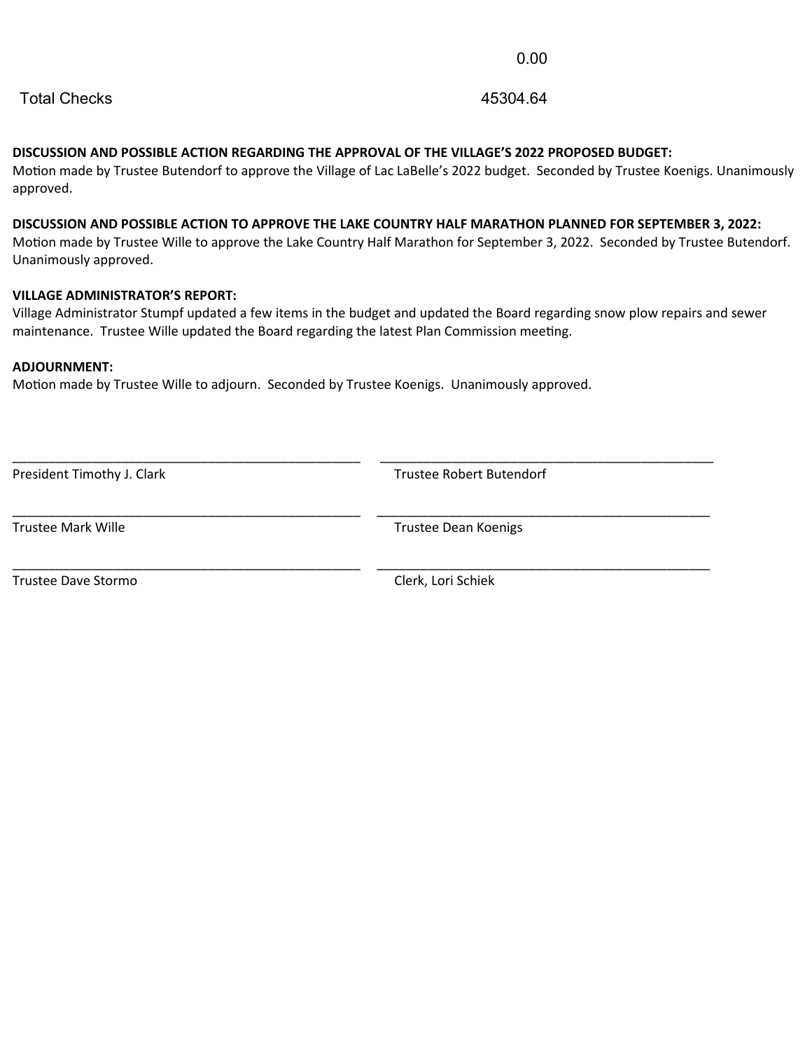| | |
|---|---|
| | 0.00 |
| Total Checks | 45304.64 |

**DISCUSSION AND POSSIBLE ACTION REGARDING THE APPROVAL OF THE VILLAGE'S 2022 PROPOSED BUDGET:**
Motion made by Trustee Butendorf to approve the Village of Lac LaBelle's 2022 budget. Seconded by Trustee Koenigs. Unanimously approved.

**DISCUSSION AND POSSIBLE ACTION TO APPROVE THE LAKE COUNTRY HALF MARATHON PLANNED FOR SEPTEMBER 3, 2022:**
Motion made by Trustee Wille to approve the Lake Country Half Marathon for September 3, 2022. Seconded by Trustee Butendorf. Unanimously approved.

**VILLAGE ADMINISTRATOR'S REPORT:**
Village Administrator Stumpf updated a few items in the budget and updated the Board regarding snow plow repairs and sewer maintenance. Trustee Wille updated the Board regarding the latest Plan Commission meeting.

**ADJOURNMENT:**
Motion made by Trustee Wille to adjourn. Seconded by Trustee Koenigs. Unanimously approved.

_________________________________________________ _______________________________________________
President Timothy J. Clark Trustee Robert Butendorf

_________________________________________________ _______________________________________________
Trustee Mark Wille Trustee Dean Koenigs

_________________________________________________ _______________________________________________
Trustee Dave Stormo Clerk, Lori Schiek